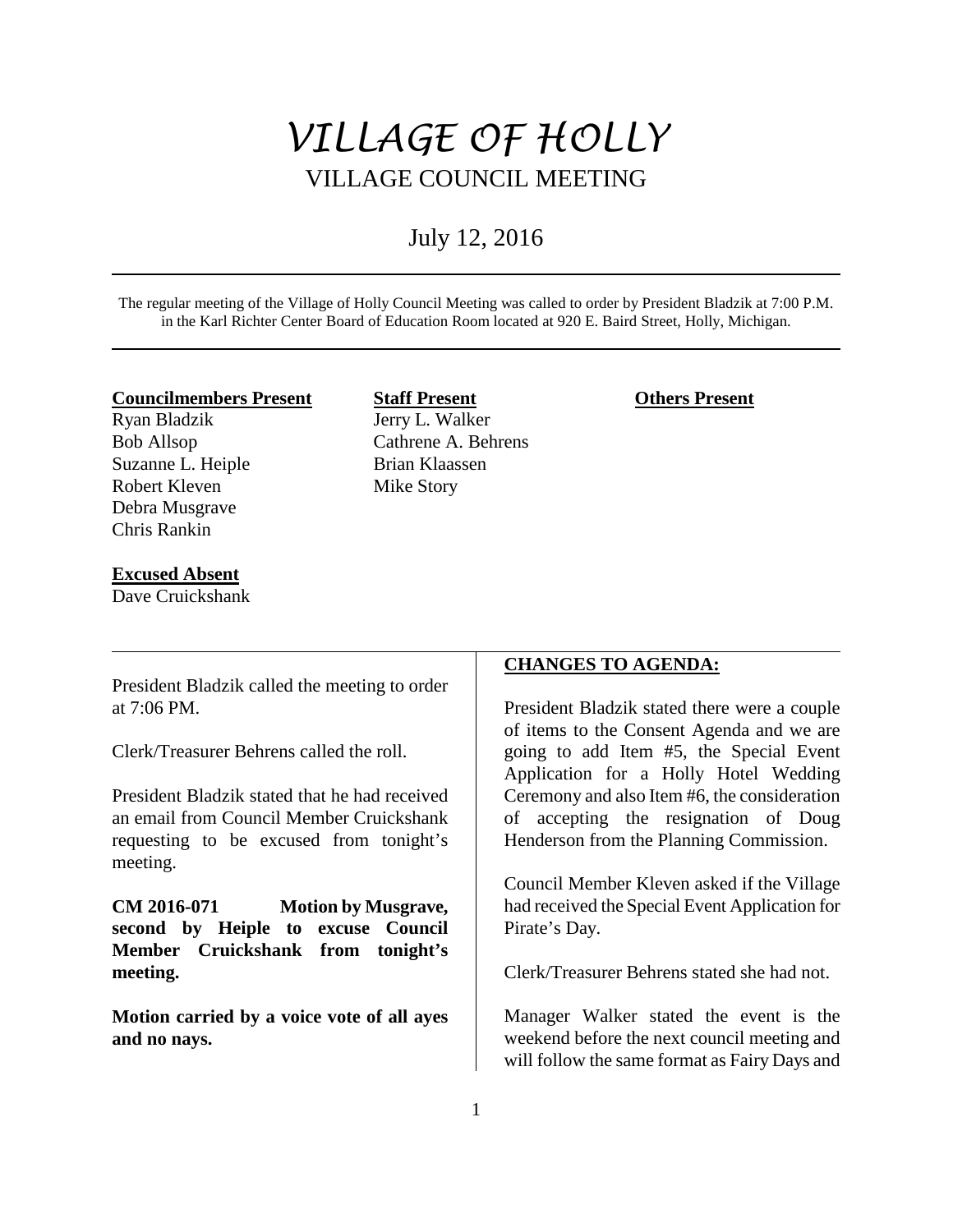# VILLAGE OF HOLLY

## VILLAGE COUNCIL MEETING

July 12, 2016

The regular meeting of the Village of Holly Council Meeting was called to order by President Bladzik at 7:00 P.M. in the Karl Richter Center Board of Education Room located at 920 E. Baird Street, Holly, Michigan.

| **Councilmembers Present** | **Staff Present** | **Others Present** |
|---|---|---|
| Ryan Bladzik | Jerry L. Walker | |
| Bob Allsop | Cathrene A. Behrens | |
| Suzanne L. Heiple | Brian Klaassen | |
| Robert Kleven | Mike Story | |
| Debra Musgrave | | |
| Chris Rankin | | |

**Excused Absent**
Dave Cruickshank

President Bladzik called the meeting to order at 7:06 PM.

Clerk/Treasurer Behrens called the roll.

President Bladzik stated that he had received an email from Council Member Cruickshank requesting to be excused from tonight's meeting.

**CM 2016-071 Motion by Musgrave, second by Heiple to excuse Council Member Cruickshank from tonight's meeting.**

**Motion carried by a voice vote of all ayes and no nays.**

**CHANGES TO AGENDA:**

President Bladzik stated there were a couple of items to the Consent Agenda and we are going to add Item #5, the Special Event Application for a Holly Hotel Wedding Ceremony and also Item #6, the consideration of accepting the resignation of Doug Henderson from the Planning Commission.

Council Member Kleven asked if the Village had received the Special Event Application for Pirate's Day.

Clerk/Treasurer Behrens stated she had not.

Manager Walker stated the event is the weekend before the next council meeting and will follow the same format as Fairy Days and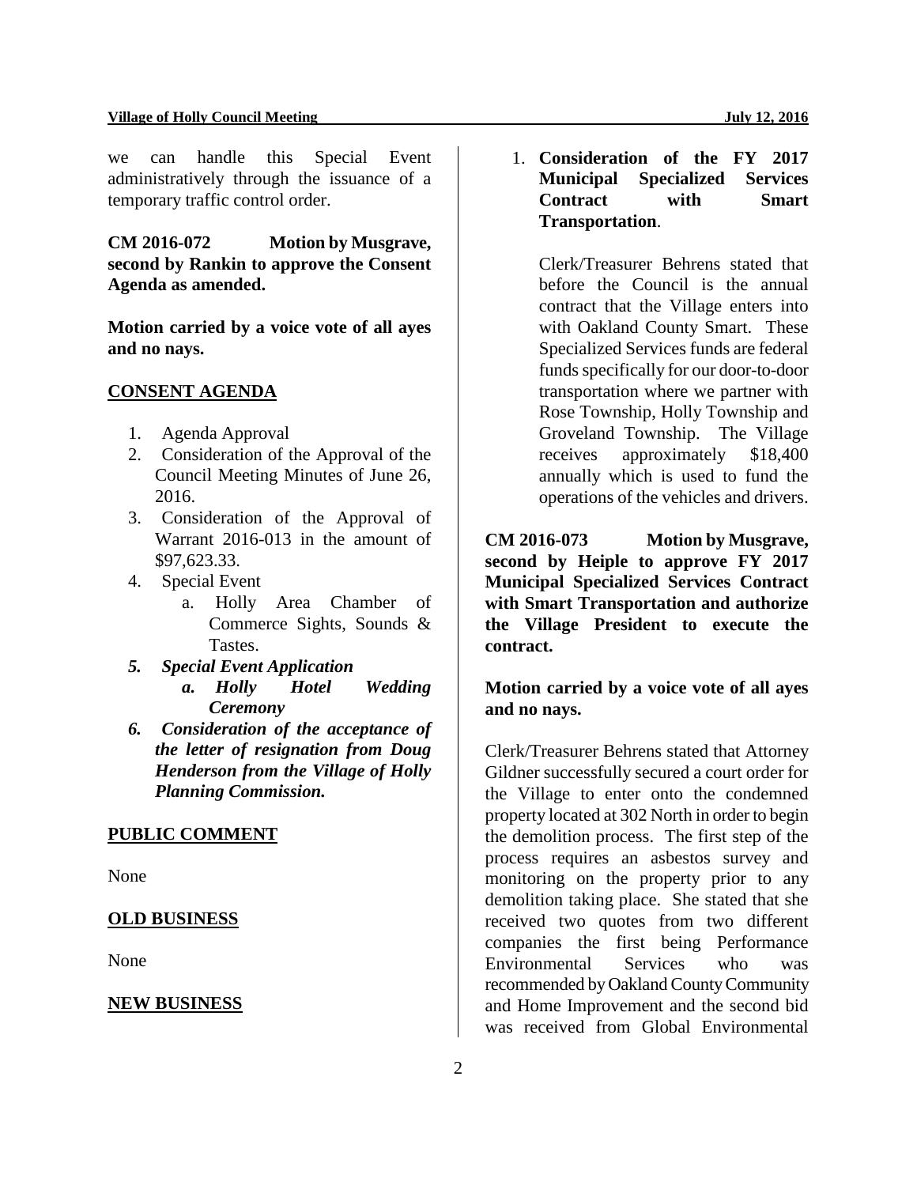we can handle this Special Event administratively through the issuance of a temporary traffic control order.

**CM 2016-072 Motion by Musgrave, second by Rankin to approve the Consent Agenda as amended.**

**Motion carried by a voice vote of all ayes and no nays.**

**CONSENT AGENDA**

1. Agenda Approval
2. Consideration of the Approval of the Council Meeting Minutes of June 26, 2016.
3. Consideration of the Approval of Warrant 2016-013 in the amount of $97,623.33.
4. Special Event
   a. Holly Area Chamber of Commerce Sights, Sounds & Tastes.
5. ***Special Event Application***
   ***a. Holly Hotel Wedding Ceremony***
6. ***Consideration of the acceptance of the letter of resignation from Doug Henderson from the Village of Holly Planning Commission.***

**PUBLIC COMMENT**

None

**OLD BUSINESS**

None

**NEW BUSINESS**

1. **Consideration of the FY 2017 Municipal Specialized Services Contract with Smart Transportation**.

   Clerk/Treasurer Behrens stated that before the Council is the annual contract that the Village enters into with Oakland County Smart. These Specialized Services funds are federal funds specifically for our door-to-door transportation where we partner with Rose Township, Holly Township and Groveland Township. The Village receives approximately $18,400 annually which is used to fund the operations of the vehicles and drivers.

**CM 2016-073 Motion by Musgrave, second by Heiple to approve FY 2017 Municipal Specialized Services Contract with Smart Transportation and authorize the Village President to execute the contract.**

**Motion carried by a voice vote of all ayes and no nays.**

Clerk/Treasurer Behrens stated that Attorney Gildner successfully secured a court order for the Village to enter onto the condemned property located at 302 North in order to begin the demolition process. The first step of the process requires an asbestos survey and monitoring on the property prior to any demolition taking place. She stated that she received two quotes from two different companies the first being Performance Environmental Services who was recommended by Oakland County Community and Home Improvement and the second bid was received from Global Environmental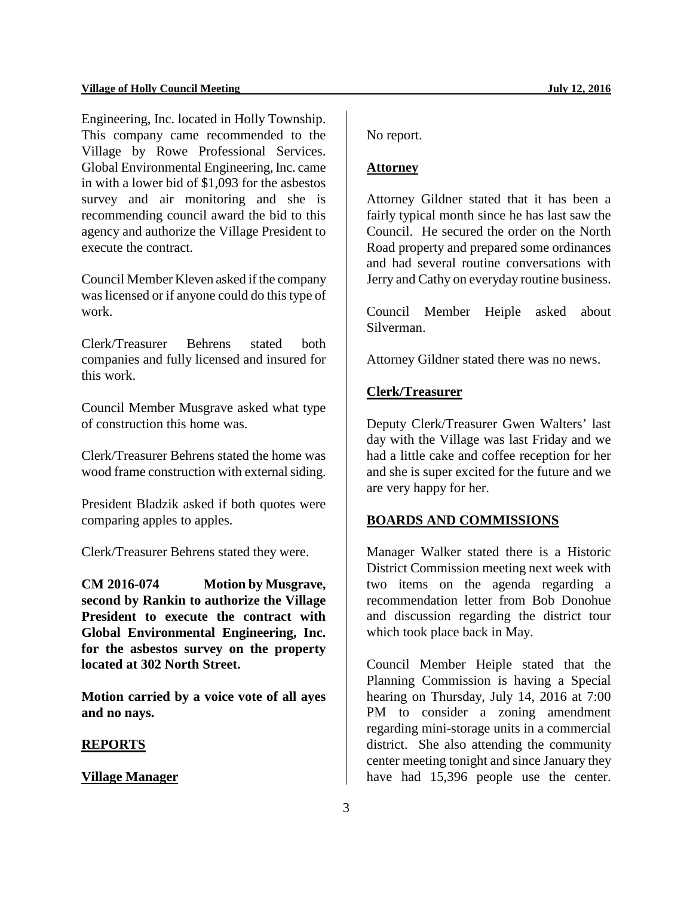Engineering, Inc. located in Holly Township. This company came recommended to the Village by Rowe Professional Services. Global Environmental Engineering, Inc. came in with a lower bid of $1,093 for the asbestos survey and air monitoring and she is recommending council award the bid to this agency and authorize the Village President to execute the contract.

Council Member Kleven asked if the company was licensed or if anyone could do this type of work.

Clerk/Treasurer Behrens stated both companies and fully licensed and insured for this work.

Council Member Musgrave asked what type of construction this home was.

Clerk/Treasurer Behrens stated the home was wood frame construction with external siding.

President Bladzik asked if both quotes were comparing apples to apples.

Clerk/Treasurer Behrens stated they were.

**CM 2016-074 Motion by Musgrave, second by Rankin to authorize the Village President to execute the contract with Global Environmental Engineering, Inc. for the asbestos survey on the property located at 302 North Street.**

**Motion carried by a voice vote of all ayes and no nays.**

## REPORTS

### Village Manager

No report.

### Attorney

Attorney Gildner stated that it has been a fairly typical month since he has last saw the Council. He secured the order on the North Road property and prepared some ordinances and had several routine conversations with Jerry and Cathy on everyday routine business.

Council Member Heiple asked about Silverman.

Attorney Gildner stated there was no news.

### Clerk/Treasurer

Deputy Clerk/Treasurer Gwen Walters' last day with the Village was last Friday and we had a little cake and coffee reception for her and she is super excited for the future and we are very happy for her.

## BOARDS AND COMMISSIONS

Manager Walker stated there is a Historic District Commission meeting next week with two items on the agenda regarding a recommendation letter from Bob Donohue and discussion regarding the district tour which took place back in May.

Council Member Heiple stated that the Planning Commission is having a Special hearing on Thursday, July 14, 2016 at 7:00 PM to consider a zoning amendment regarding mini-storage units in a commercial district. She also attending the community center meeting tonight and since January they have had 15,396 people use the center.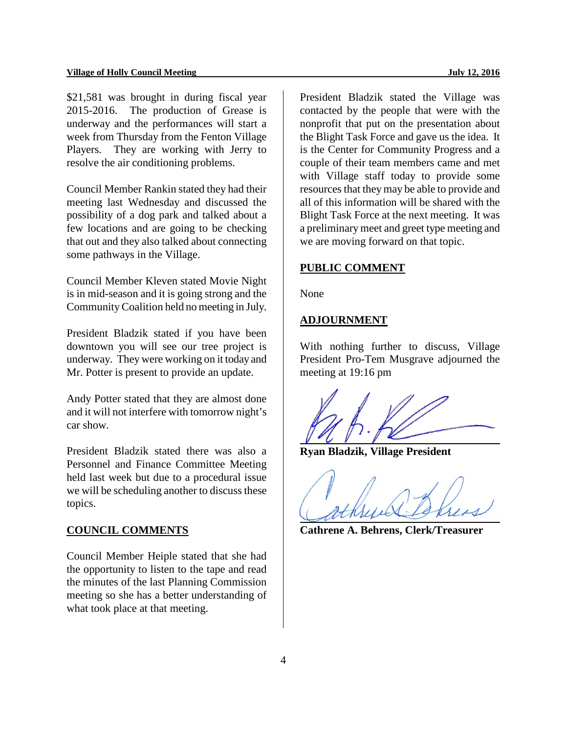$21,581 was brought in during fiscal year 2015-2016. The production of Grease is underway and the performances will start a week from Thursday from the Fenton Village Players. They are working with Jerry to resolve the air conditioning problems.

Council Member Rankin stated they had their meeting last Wednesday and discussed the possibility of a dog park and talked about a few locations and are going to be checking that out and they also talked about connecting some pathways in the Village.

Council Member Kleven stated Movie Night is in mid-season and it is going strong and the Community Coalition held no meeting in July.

President Bladzik stated if you have been downtown you will see our tree project is underway. They were working on it today and Mr. Potter is present to provide an update.

Andy Potter stated that they are almost done and it will not interfere with tomorrow night's car show.

President Bladzik stated there was also a Personnel and Finance Committee Meeting held last week but due to a procedural issue we will be scheduling another to discuss these topics.

## COUNCIL COMMENTS

Council Member Heiple stated that she had the opportunity to listen to the tape and read the minutes of the last Planning Commission meeting so she has a better understanding of what took place at that meeting.

President Bladzik stated the Village was contacted by the people that were with the nonprofit that put on the presentation about the Blight Task Force and gave us the idea. It is the Center for Community Progress and a couple of their team members came and met with Village staff today to provide some resources that they may be able to provide and all of this information will be shared with the Blight Task Force at the next meeting. It was a preliminary meet and greet type meeting and we are moving forward on that topic.

## PUBLIC COMMENT

None

## ADJOURNMENT

With nothing further to discuss, Village President Pro-Tem Musgrave adjourned the meeting at 19:16 pm

**Ryan Bladzik, Village President**

**Cathrene A. Behrens, Clerk/Treasurer**